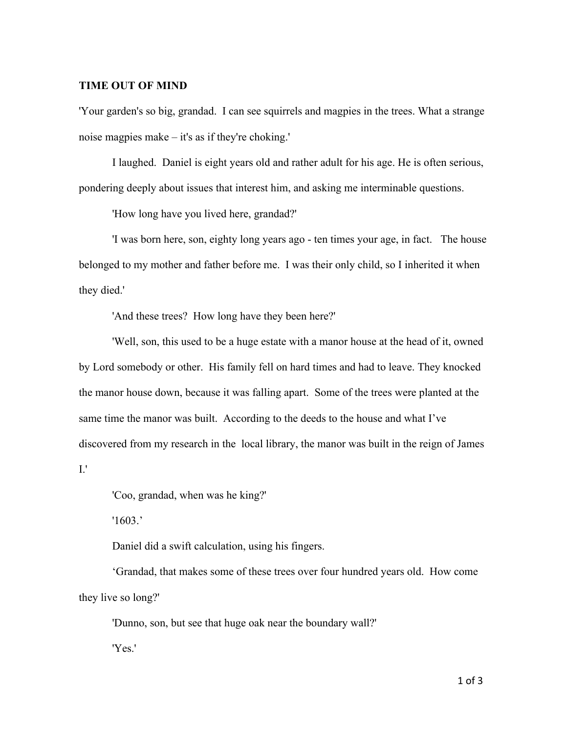**TIME OUT OF MIND**

'Your garden's so big, grandad.  I can see squirrels and magpies in the trees. What a strange noise magpies make – it's as if they're choking.'

I laughed.  Daniel is eight years old and rather adult for his age. He is often serious, pondering deeply about issues that interest him, and asking me interminable questions.

'How long have you lived here, grandad?'

'I was born here, son, eighty long years ago - ten times your age, in fact.   The house belonged to my mother and father before me.  I was their only child, so I inherited it when they died.'

'And these trees?  How long have they been here?'

'Well, son, this used to be a huge estate with a manor house at the head of it, owned by Lord somebody or other.  His family fell on hard times and had to leave. They knocked the manor house down, because it was falling apart.  Some of the trees were planted at the same time the manor was built.  According to the deeds to the house and what I've discovered from my research in the  local library, the manor was built in the reign of James I.'

'Coo, grandad, when was he king?'

'1603.'

Daniel did a swift calculation, using his fingers.

'Grandad, that makes some of these trees over four hundred years old.  How come they live so long?'

'Dunno, son, but see that huge oak near the boundary wall?'

'Yes.'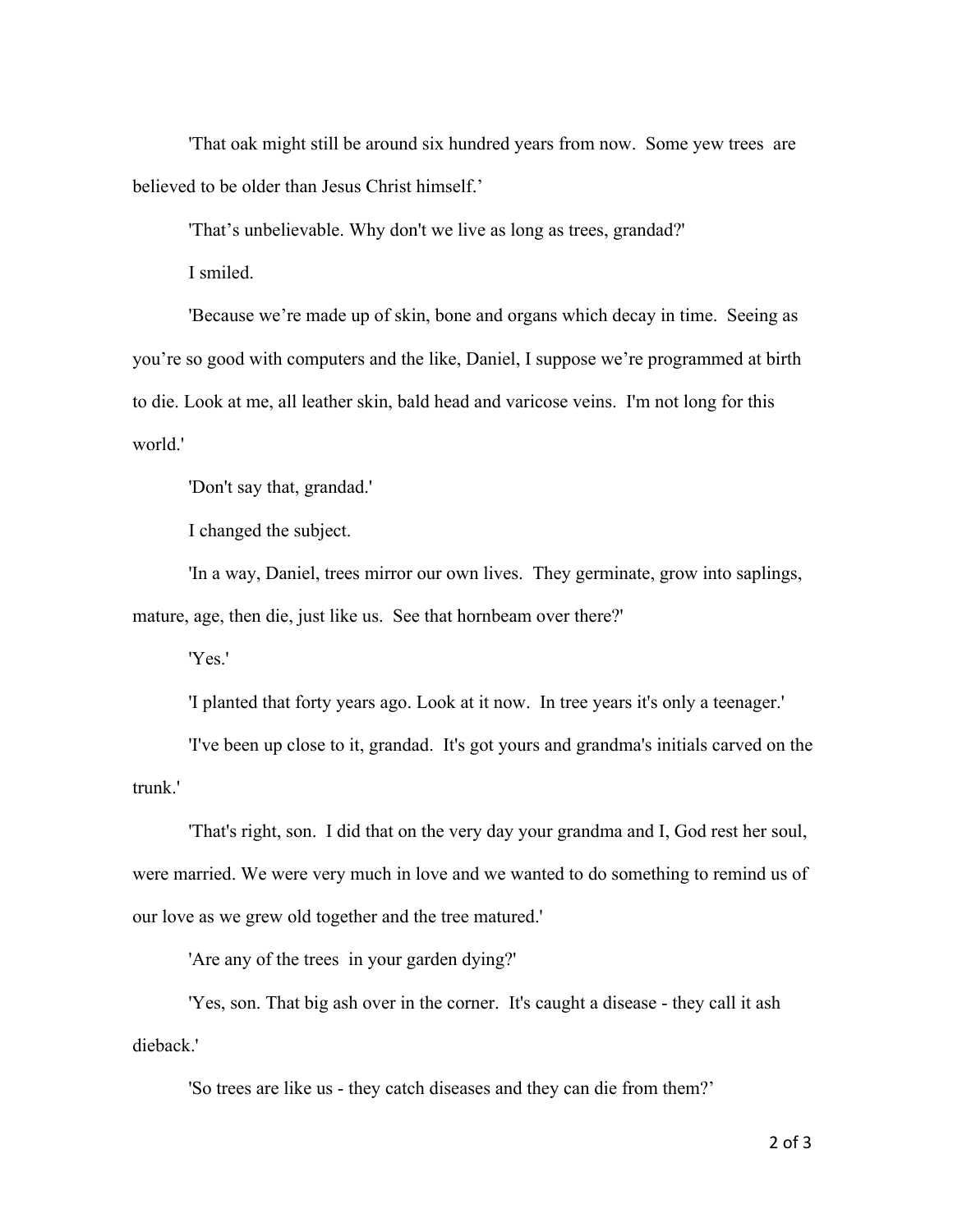'That oak might still be around six hundred years from now. Some yew trees are believed to be older than Jesus Christ himself.'

'That's unbelievable. Why don't we live as long as trees, grandad?'

I smiled.

'Because we're made up of skin, bone and organs which decay in time. Seeing as you're so good with computers and the like, Daniel, I suppose we're programmed at birth to die. Look at me, all leather skin, bald head and varicose veins. I'm not long for this world.'

'Don't say that, grandad.'

I changed the subject.

'In a way, Daniel, trees mirror our own lives. They germinate, grow into saplings, mature, age, then die, just like us. See that hornbeam over there?'

'Yes.'

'I planted that forty years ago. Look at it now. In tree years it's only a teenager.'

'I've been up close to it, grandad. It's got yours and grandma's initials carved on the trunk.'

'That's right, son. I did that on the very day your grandma and I, God rest her soul, were married. We were very much in love and we wanted to do something to remind us of our love as we grew old together and the tree matured.'

'Are any of the trees in your garden dying?'

'Yes, son. That big ash over in the corner. It's caught a disease - they call it ash dieback.'

'So trees are like us - they catch diseases and they can die from them?'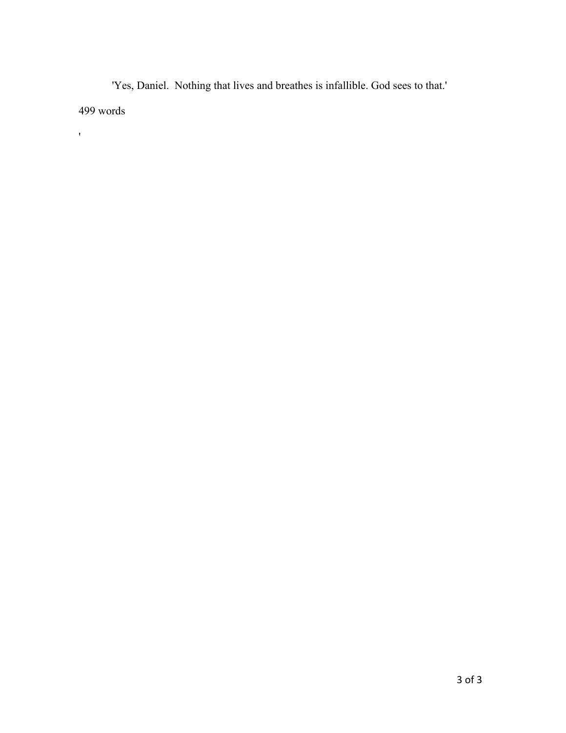'Yes, Daniel. Nothing that lives and breathes is infallible. God sees to that.'

499 words

'